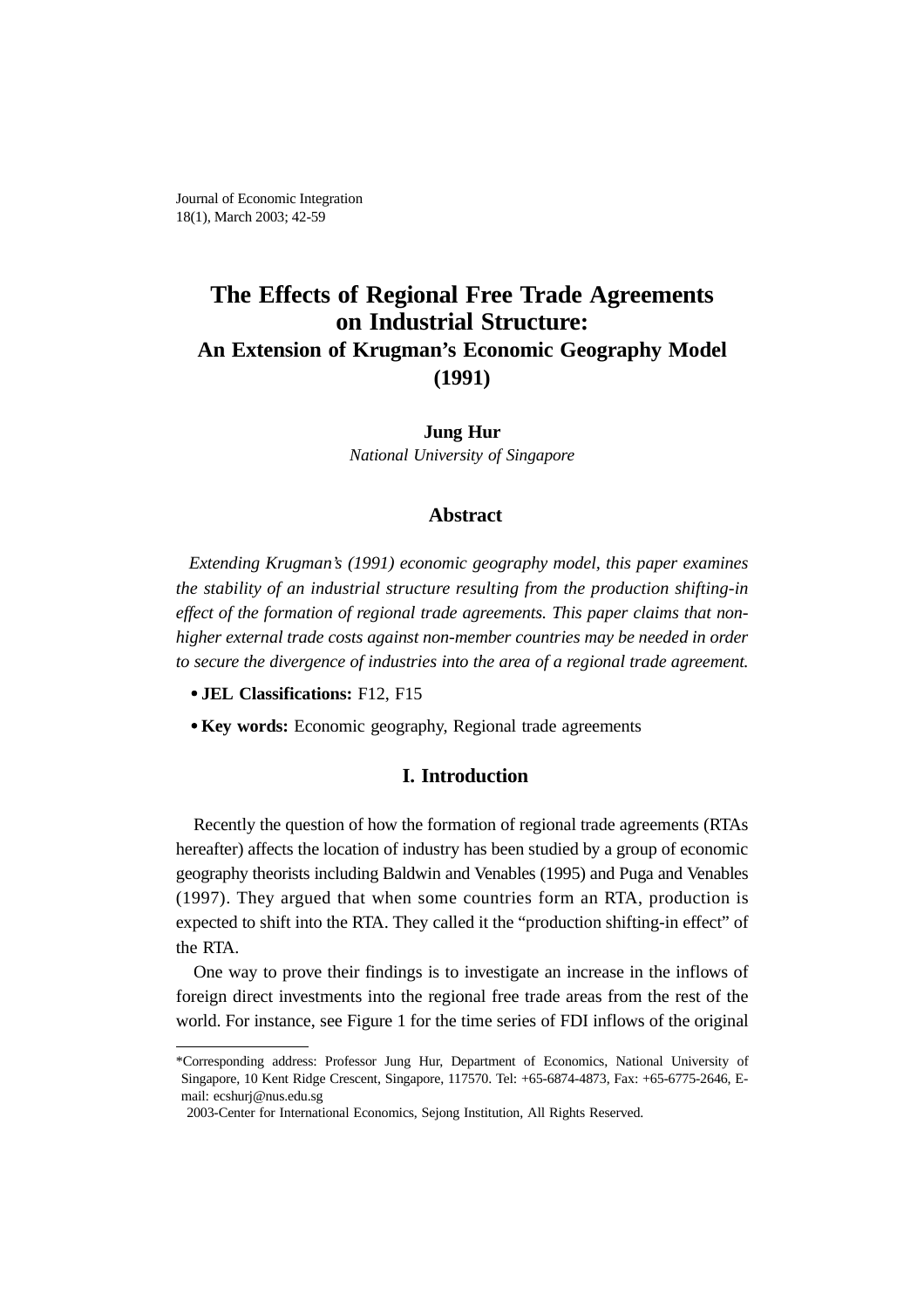# The Effects of Regional Free Trade Agreements on Industrial Structure:

## An Extension of Krugman's Economic Geography Model (1991)

**Jung Hur**

*National University of Singapore*

### Abstract

*Extending Krugman's (1991) economic geography model, this paper examines the stability of an industrial structure resulting from the production shifting-in effect of the formation of regional trade agreements. This paper claims that non-higher external trade costs against non-member countries may be needed in order to secure the divergence of industries into the area of a regional trade agreement.*

- **JEL Classifications:** F12, F15
- **Key words:** Economic geography, Regional trade agreements

## I. Introduction

Recently the question of how the formation of regional trade agreements (RTAs hereafter) affects the location of industry has been studied by a group of economic geography theorists including Baldwin and Venables (1995) and Puga and Venables (1997). They argued that when some countries form an RTA, production is expected to shift into the RTA. They called it the "production shifting-in effect" of the RTA.

One way to prove their findings is to investigate an increase in the inflows of foreign direct investments into the regional free trade areas from the rest of the world. For instance, see Figure 1 for the time series of FDI inflows of the original

---

*Corresponding address: Professor Jung Hur, Department of Economics, National University of Singapore, 10 Kent Ridge Crescent, Singapore, 117570. Tel: +65-6874-4873, Fax: +65-6775-2646, E-mail: ecshurj@nus.edu.sg

2003-Center for International Economics, Sejong Institution, All Rights Reserved.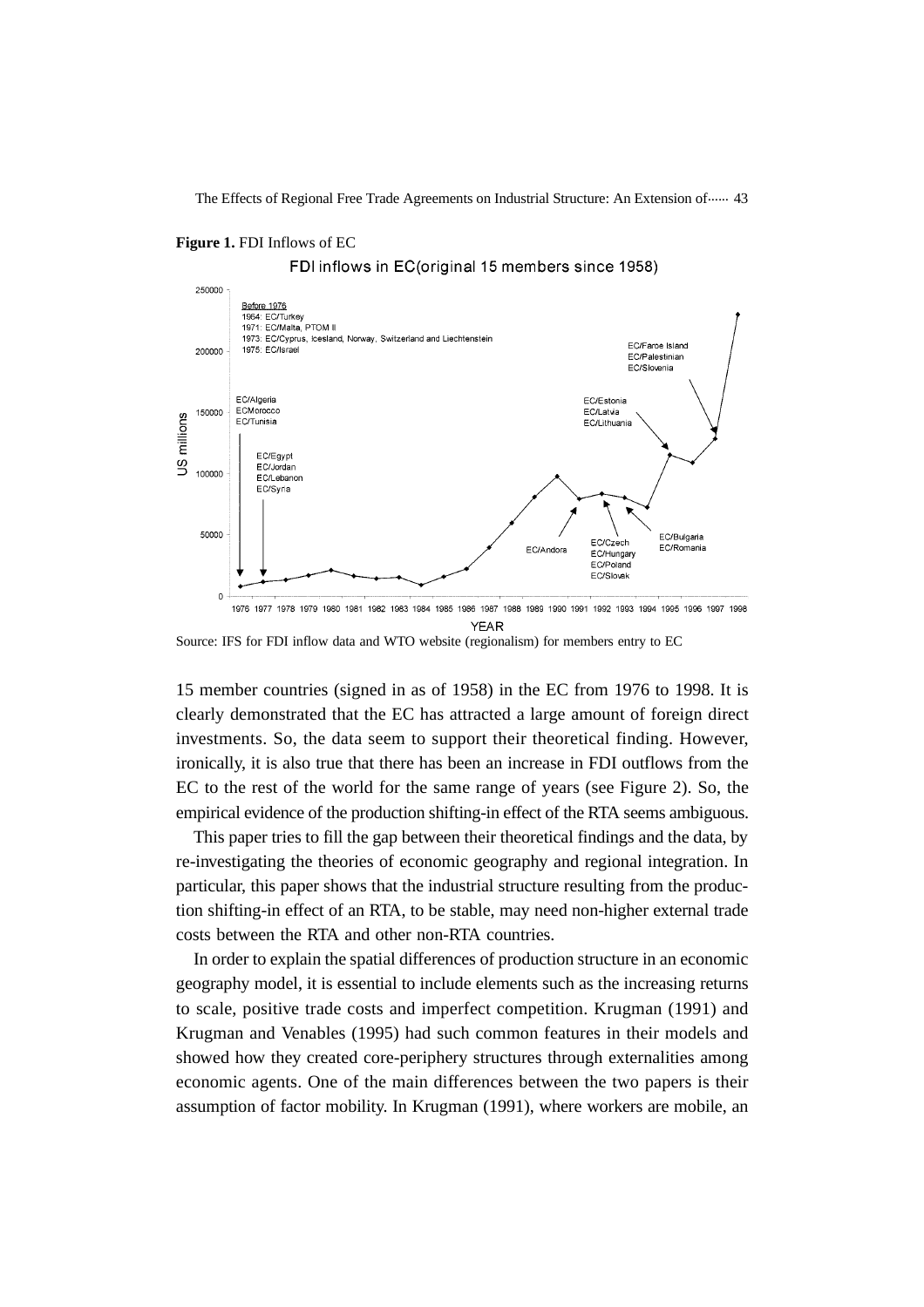**Figure 1.** FDI Inflows of EC

Source: IFS for FDI inflow data and WTO website (regionalism) for members entry to EC

15 member countries (signed in as of 1958) in the EC from 1976 to 1998. It is clearly demonstrated that the EC has attracted a large amount of foreign direct investments. So, the data seem to support their theoretical finding. However, ironically, it is also true that there has been an increase in FDI outflows from the EC to the rest of the world for the same range of years (see Figure 2). So, the empirical evidence of the production shifting-in effect of the RTA seems ambiguous.

This paper tries to fill the gap between their theoretical findings and the data, by re-investigating the theories of economic geography and regional integration. In particular, this paper shows that the industrial structure resulting from the production shifting-in effect of an RTA, to be stable, may need non-higher external trade costs between the RTA and other non-RTA countries.

In order to explain the spatial differences of production structure in an economic geography model, it is essential to include elements such as the increasing returns to scale, positive trade costs and imperfect competition. Krugman (1991) and Krugman and Venables (1995) had such common features in their models and showed how they created core-periphery structures through externalities among economic agents. One of the main differences between the two papers is their assumption of factor mobility. In Krugman (1991), where workers are mobile, an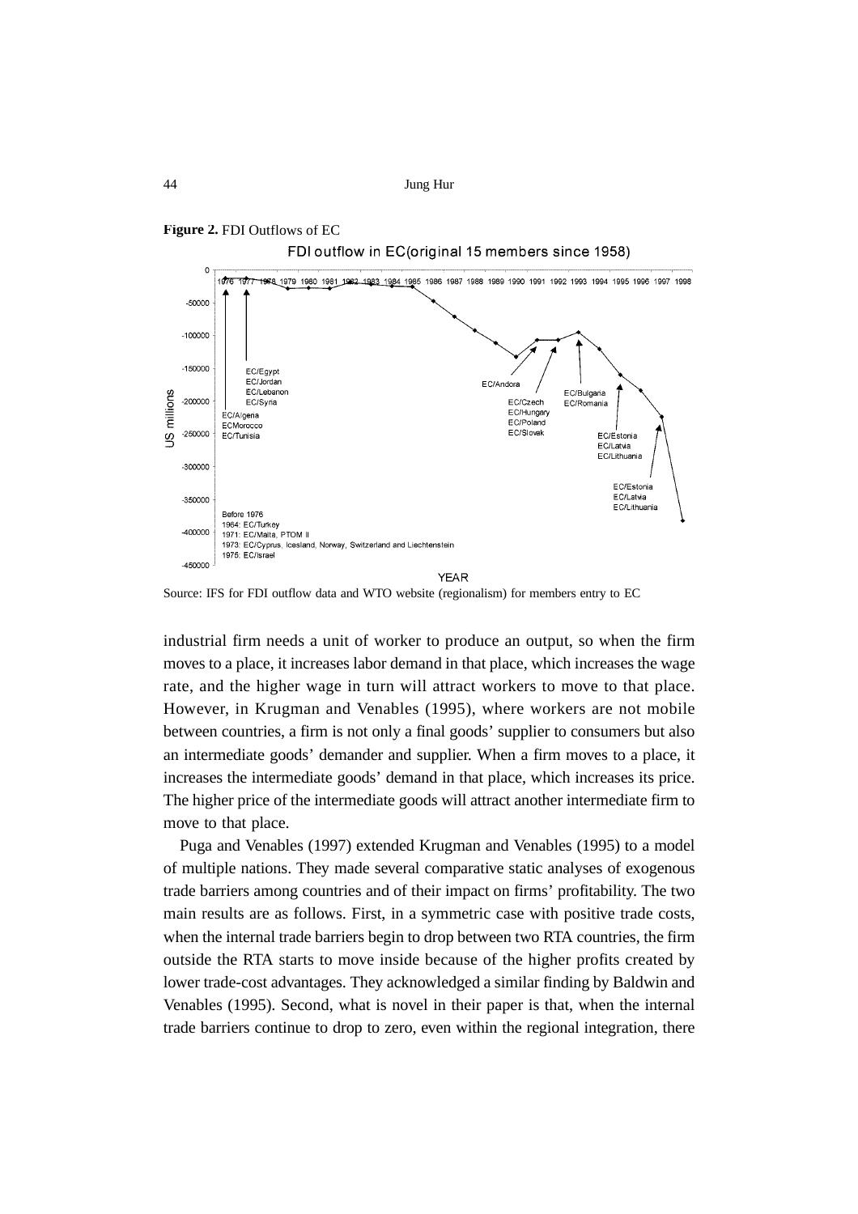**Figure 2.** FDI Outflows of EC

Source: IFS for FDI outflow data and WTO website (regionalism) for members entry to EC

industrial firm needs a unit of worker to produce an output, so when the firm moves to a place, it increases labor demand in that place, which increases the wage rate, and the higher wage in turn will attract workers to move to that place. However, in Krugman and Venables (1995), where workers are not mobile between countries, a firm is not only a final goods' supplier to consumers but also an intermediate goods' demander and supplier. When a firm moves to a place, it increases the intermediate goods' demand in that place, which increases its price. The higher price of the intermediate goods will attract another intermediate firm to move to that place.

Puga and Venables (1997) extended Krugman and Venables (1995) to a model of multiple nations. They made several comparative static analyses of exogenous trade barriers among countries and of their impact on firms' profitability. The two main results are as follows. First, in a symmetric case with positive trade costs, when the internal trade barriers begin to drop between two RTA countries, the firm outside the RTA starts to move inside because of the higher profits created by lower trade-cost advantages. They acknowledged a similar finding by Baldwin and Venables (1995). Second, what is novel in their paper is that, when the internal trade barriers continue to drop to zero, even within the regional integration, there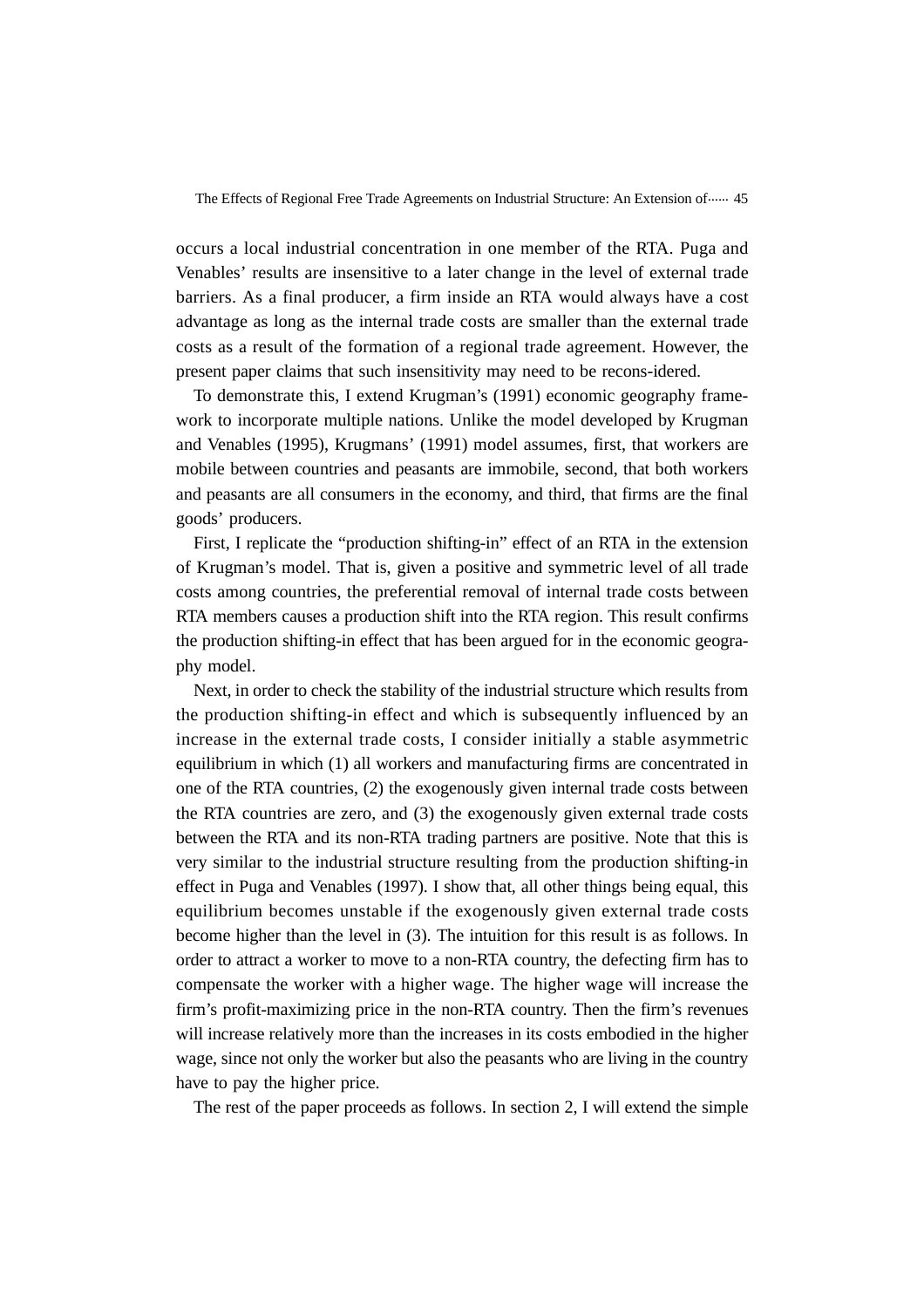occurs a local industrial concentration in one member of the RTA. Puga and Venables' results are insensitive to a later change in the level of external trade barriers. As a final producer, a firm inside an RTA would always have a cost advantage as long as the internal trade costs are smaller than the external trade costs as a result of the formation of a regional trade agreement. However, the present paper claims that such insensitivity may need to be recons-idered.

To demonstrate this, I extend Krugman's (1991) economic geography framework to incorporate multiple nations. Unlike the model developed by Krugman and Venables (1995), Krugmans' (1991) model assumes, first, that workers are mobile between countries and peasants are immobile, second, that both workers and peasants are all consumers in the economy, and third, that firms are the final goods' producers.

First, I replicate the "production shifting-in" effect of an RTA in the extension of Krugman's model. That is, given a positive and symmetric level of all trade costs among countries, the preferential removal of internal trade costs between RTA members causes a production shift into the RTA region. This result confirms the production shifting-in effect that has been argued for in the economic geography model.

Next, in order to check the stability of the industrial structure which results from the production shifting-in effect and which is subsequently influenced by an increase in the external trade costs, I consider initially a stable asymmetric equilibrium in which (1) all workers and manufacturing firms are concentrated in one of the RTA countries, (2) the exogenously given internal trade costs between the RTA countries are zero, and (3) the exogenously given external trade costs between the RTA and its non-RTA trading partners are positive. Note that this is very similar to the industrial structure resulting from the production shifting-in effect in Puga and Venables (1997). I show that, all other things being equal, this equilibrium becomes unstable if the exogenously given external trade costs become higher than the level in (3). The intuition for this result is as follows. In order to attract a worker to move to a non-RTA country, the defecting firm has to compensate the worker with a higher wage. The higher wage will increase the firm's profit-maximizing price in the non-RTA country. Then the firm's revenues will increase relatively more than the increases in its costs embodied in the higher wage, since not only the worker but also the peasants who are living in the country have to pay the higher price.

The rest of the paper proceeds as follows. In section 2, I will extend the simple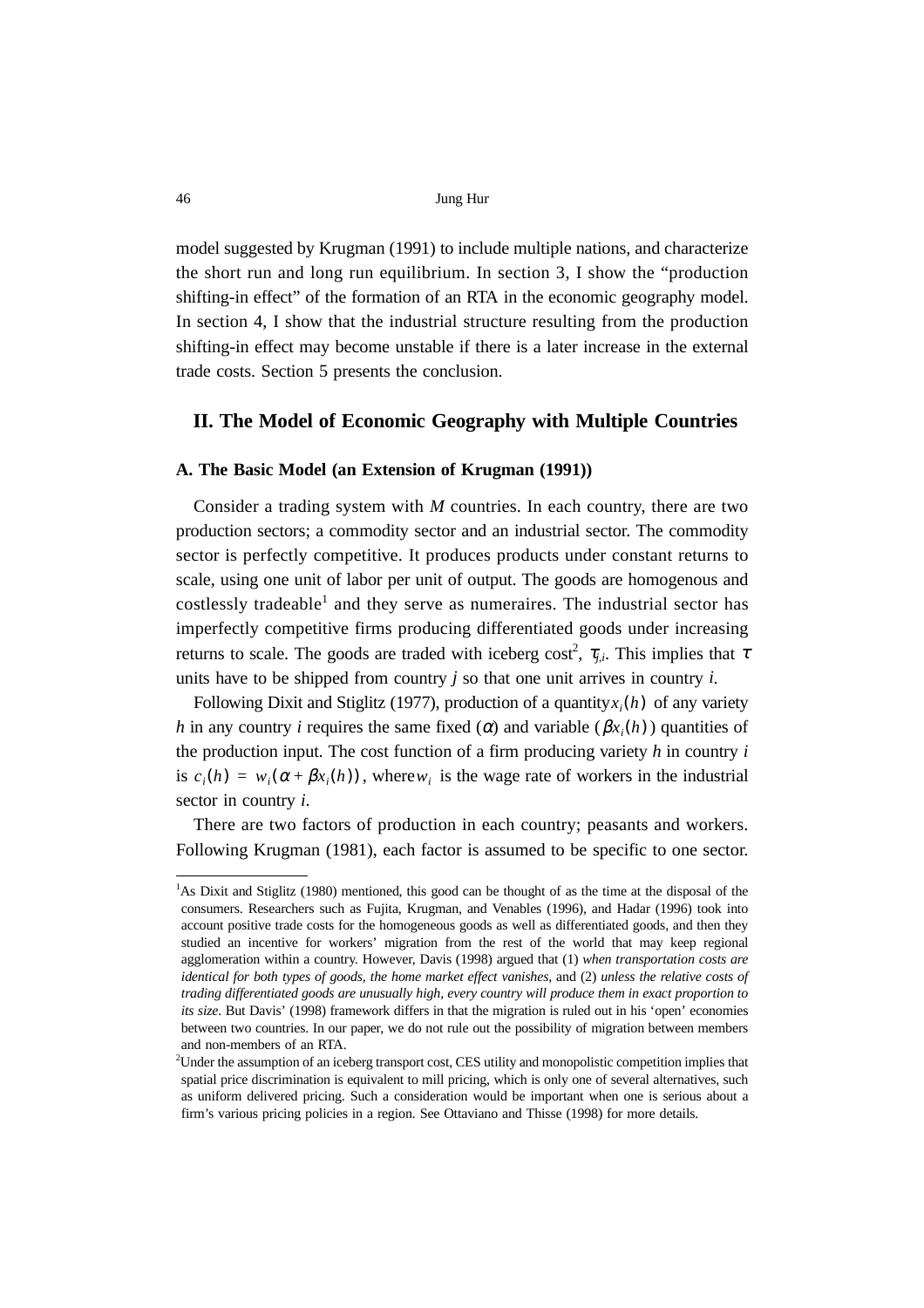model suggested by Krugman (1991) to include multiple nations, and characterize the short run and long run equilibrium. In section 3, I show the "production shifting-in effect" of the formation of an RTA in the economic geography model. In section 4, I show that the industrial structure resulting from the production shifting-in effect may become unstable if there is a later increase in the external trade costs. Section 5 presents the conclusion.

## II. The Model of Economic Geography with Multiple Countries

### A. The Basic Model (an Extension of Krugman (1991))

Consider a trading system with *M* countries. In each country, there are two production sectors; a commodity sector and an industrial sector. The commodity sector is perfectly competitive. It produces products under constant returns to scale, using one unit of labor per unit of output. The goods are homogenous and costlessly tradeable[1] and they serve as numeraires. The industrial sector has imperfectly competitive firms producing differentiated goods under increasing returns to scale. The goods are traded with iceberg cost[2], $\tau_{j,i}$. This implies that $\tau$ units have to be shipped from country *j* so that one unit arrives in country *i*.

Following Dixit and Stiglitz (1977), production of a quantity $x_i(h)$ of any variety *h* in any country *i* requires the same fixed ($\alpha$) and variable ($\beta x_i(h)$) quantities of the production input. The cost function of a firm producing variety *h* in country *i* is $c_i(h) = w_i(\alpha + \beta x_i(h))$, where $w_i$ is the wage rate of workers in the industrial sector in country *i*.

There are two factors of production in each country; peasants and workers. Following Krugman (1981), each factor is assumed to be specific to one sector.

---

[1]As Dixit and Stiglitz (1980) mentioned, this good can be thought of as the time at the disposal of the consumers. Researchers such as Fujita, Krugman, and Venables (1996), and Hadar (1996) took into account positive trade costs for the homogeneous goods as well as differentiated goods, and then they studied an incentive for workers' migration from the rest of the world that may keep regional agglomeration within a country. However, Davis (1998) argued that (1) *when transportation costs are identical for both types of goods, the home market effect vanishes*, and (2) *unless the relative costs of trading differentiated goods are unusually high, every country will produce them in exact proportion to its size*. But Davis' (1998) framework differs in that the migration is ruled out in his 'open' economies between two countries. In our paper, we do not rule out the possibility of migration between members and non-members of an RTA.

[2]Under the assumption of an iceberg transport cost, CES utility and monopolistic competition implies that spatial price discrimination is equivalent to mill pricing, which is only one of several alternatives, such as uniform delivered pricing. Such a consideration would be important when one is serious about a firm's various pricing policies in a region. See Ottaviano and Thisse (1998) for more details.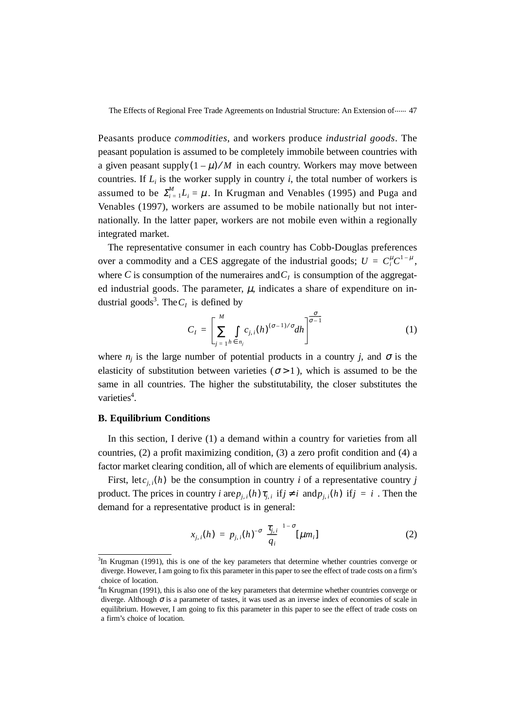Peasants produce *commodities*, and workers produce *industrial goods*. The peasant population is assumed to be completely immobile between countries with a given peasant supply $(1-\mu)/M$ in each country. Workers may move between countries. If $L_i$ is the worker supply in country $i$, the total number of workers is assumed to be $\Sigma_{i=1}^{M} L_i = \mu$. In Krugman and Venables (1995) and Puga and Venables (1997), workers are assumed to be mobile nationally but not internationally. In the latter paper, workers are not mobile even within a regionally integrated market.

The representative consumer in each country has Cobb-Douglas preferences over a commodity and a CES aggregate of the industrial goods; $U = C_i^{\mu} C^{1-\mu}$, where $C$ is consumption of the numeraires and $C_I$ is consumption of the aggregated industrial goods. The parameter, $\mu$, indicates a share of expenditure on industrial goods[3]. The $C_I$ is defined by

$$C_I = \left[ \sum_{j=1}^{M} \int_{h \in n_j} c_{j,i}(h)^{(\sigma-1)/\sigma} dh \right]^{\frac{\sigma}{\sigma-1}} \tag{1}$$

where $n_j$ is the large number of potential products in a country $j$, and $\sigma$ is the elasticity of substitution between varieties ($\sigma > 1$), which is assumed to be the same in all countries. The higher the substitutability, the closer substitutes the varieties[4].

### B. Equilibrium Conditions

In this section, I derive (1) a demand within a country for varieties from all countries, (2) a profit maximizing condition, (3) a zero profit condition and (4) a factor market clearing condition, all of which are elements of equilibrium analysis.

First, let $c_{j,i}(h)$ be the consumption in country $i$ of a representative country $j$ product. The prices in country $i$ are $p_{j,i}(h)\tau_{j,i}$ if $j \neq i$ and $p_{j,i}(h)$ if $j = i$. Then the demand for a representative product is in general:

$$x_{j,i}(h) = p_{j,i}(h)^{-\sigma} \left( \frac{\tau_{j,i}}{q_i} \right)^{1-\sigma} [\mu m_i] \tag{2}$$

---

[3] In Krugman (1991), this is one of the key parameters that determine whether countries converge or diverge. However, I am going to fix this parameter in this paper to see the effect of trade costs on a firm's choice of location.

[4] In Krugman (1991), this is also one of the key parameters that determine whether countries converge or diverge. Although $\sigma$ is a parameter of tastes, it was used as an inverse index of economies of scale in equilibrium. However, I am going to fix this parameter in this paper to see the effect of trade costs on a firm's choice of location.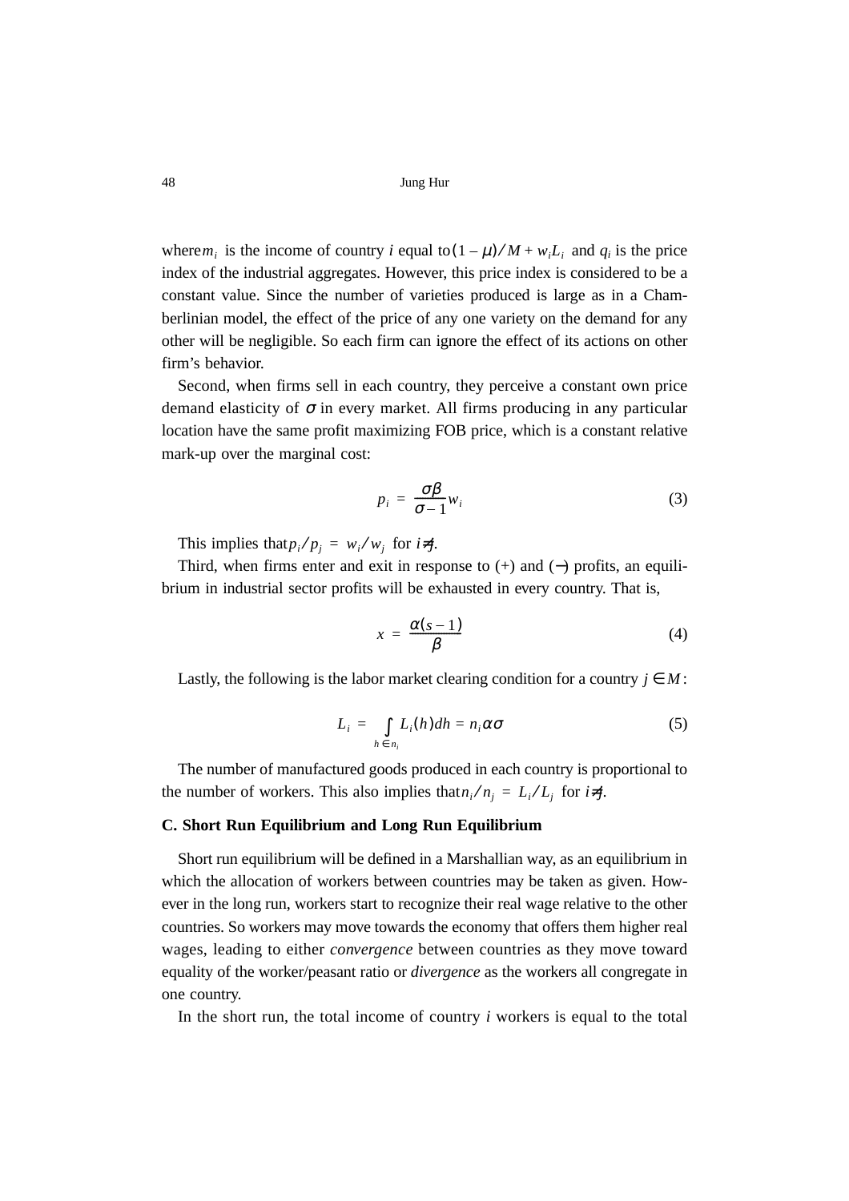where $m_i$ is the income of country *i* equal to $(1-\mu)/M + w_i L_i$ and $q_i$ is the price index of the industrial aggregates. However, this price index is considered to be a constant value. Since the number of varieties produced is large as in a Chamberlinian model, the effect of the price of any one variety on the demand for any other will be negligible. So each firm can ignore the effect of its actions on other firm's behavior.

Second, when firms sell in each country, they perceive a constant own price demand elasticity of $\sigma$ in every market. All firms producing in any particular location have the same profit maximizing FOB price, which is a constant relative mark-up over the marginal cost:

$$p_i = \frac{\sigma\beta}{\sigma - 1} w_i \tag{3}$$

This implies that $p_i / p_j = w_i / w_j$ for $i \neq j$.

Third, when firms enter and exit in response to (+) and (−) profits, an equilibrium in industrial sector profits will be exhausted in every country. That is,

$$x = \frac{\alpha(s-1)}{\beta} \tag{4}$$

Lastly, the following is the labor market clearing condition for a country $j \in M$:

$$L_i = \int_{h \in n_i} L_i(h) dh = n_i \alpha\sigma \tag{5}$$

The number of manufactured goods produced in each country is proportional to the number of workers. This also implies that $n_i / n_j = L_i / L_j$ for $i \neq j$.

### C. Short Run Equilibrium and Long Run Equilibrium

Short run equilibrium will be defined in a Marshallian way, as an equilibrium in which the allocation of workers between countries may be taken as given. However in the long run, workers start to recognize their real wage relative to the other countries. So workers may move towards the economy that offers them higher real wages, leading to either *convergence* between countries as they move toward equality of the worker/peasant ratio or *divergence* as the workers all congregate in one country.

In the short run, the total income of country *i* workers is equal to the total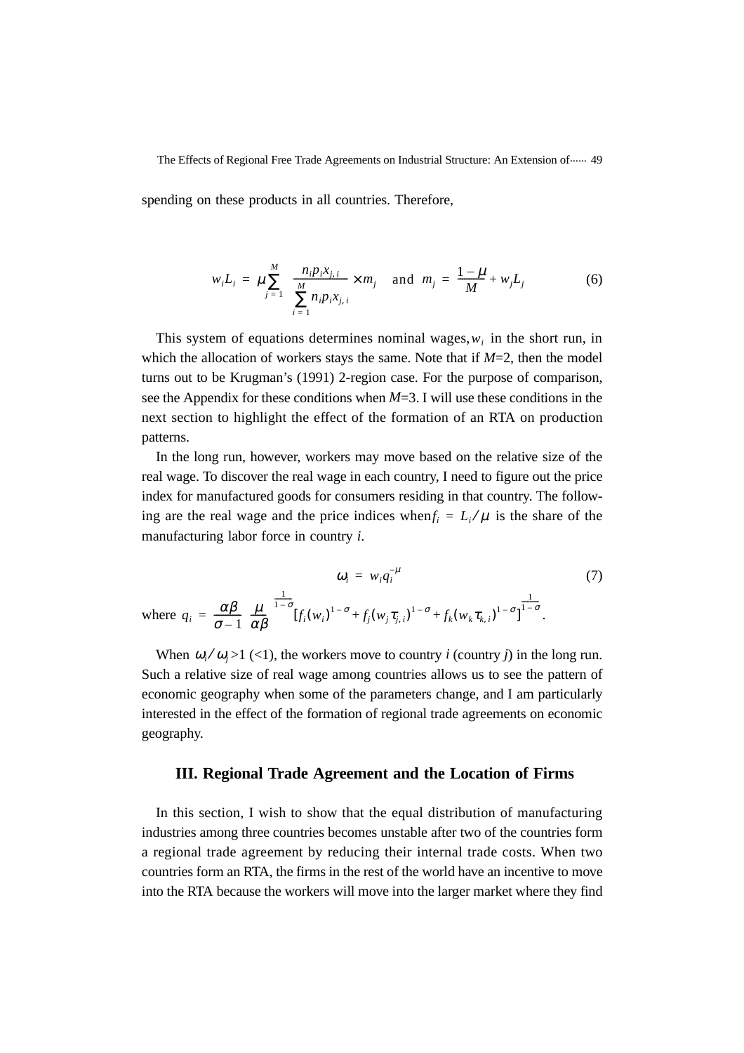spending on these products in all countries. Therefore,

$$w_i L_i = \mu \sum_{j=1}^{M} \frac{n_i p_i x_{j,i}}{\sum_{i=1}^{M} n_i p_i x_{j,i}} \times m_j \quad \text{and} \quad m_j = \frac{1-\mu}{M} + w_j L_j \tag{6}$$

This system of equations determines nominal wages, $w_i$ in the short run, in which the allocation of workers stays the same. Note that if $M$=2, then the model turns out to be Krugman's (1991) 2-region case. For the purpose of comparison, see the Appendix for these conditions when $M$=3. I will use these conditions in the next section to highlight the effect of the formation of an RTA on production patterns.

In the long run, however, workers may move based on the relative size of the real wage. To discover the real wage in each country, I need to figure out the price index for manufactured goods for consumers residing in that country. The following are the real wage and the price indices when $f_i = L_i / \mu$ is the share of the manufacturing labor force in country $i$.

$$\omega_i = w_i q_i^{-\mu} \tag{7}$$

where $q_i = \frac{\alpha\beta}{\sigma - 1} \left(\frac{\mu}{\alpha\beta}\right)^{\frac{1}{1-\sigma}} \left[f_i (w_i)^{1-\sigma} + f_j (w_j \tau_{j,i})^{1-\sigma} + f_k (w_k \tau_{k,i})^{1-\sigma}\right]^{\frac{1}{1-\sigma}}$.

When $\omega_i / \omega_j > 1$ (<1), the workers move to country $i$ (country $j$) in the long run. Such a relative size of real wage among countries allows us to see the pattern of economic geography when some of the parameters change, and I am particularly interested in the effect of the formation of regional trade agreements on economic geography.

## III. Regional Trade Agreement and the Location of Firms

In this section, I wish to show that the equal distribution of manufacturing industries among three countries becomes unstable after two of the countries form a regional trade agreement by reducing their internal trade costs. When two countries form an RTA, the firms in the rest of the world have an incentive to move into the RTA because the workers will move into the larger market where they find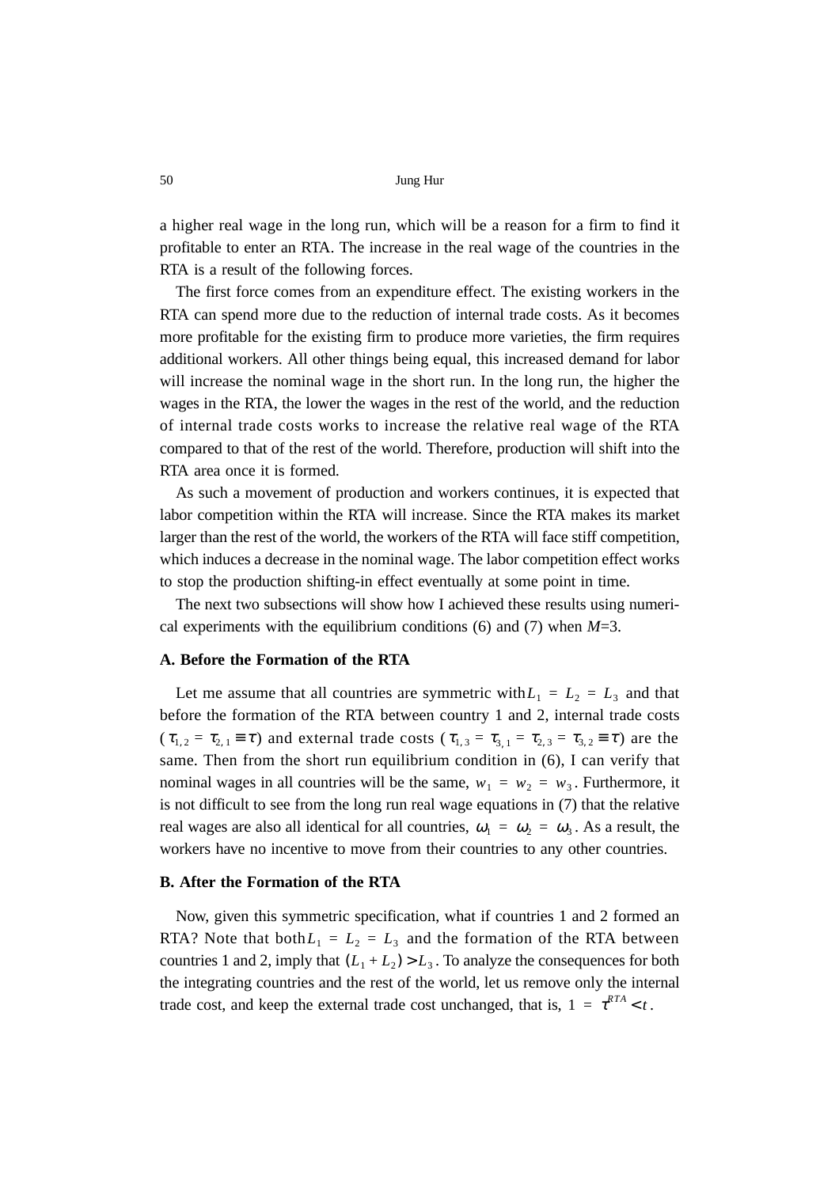a higher real wage in the long run, which will be a reason for a firm to find it profitable to enter an RTA. The increase in the real wage of the countries in the RTA is a result of the following forces.

The first force comes from an expenditure effect. The existing workers in the RTA can spend more due to the reduction of internal trade costs. As it becomes more profitable for the existing firm to produce more varieties, the firm requires additional workers. All other things being equal, this increased demand for labor will increase the nominal wage in the short run. In the long run, the higher the wages in the RTA, the lower the wages in the rest of the world, and the reduction of internal trade costs works to increase the relative real wage of the RTA compared to that of the rest of the world. Therefore, production will shift into the RTA area once it is formed.

As such a movement of production and workers continues, it is expected that labor competition within the RTA will increase. Since the RTA makes its market larger than the rest of the world, the workers of the RTA will face stiff competition, which induces a decrease in the nominal wage. The labor competition effect works to stop the production shifting-in effect eventually at some point in time.

The next two subsections will show how I achieved these results using numerical experiments with the equilibrium conditions (6) and (7) when $M$=3.

### A. Before the Formation of the RTA

Let me assume that all countries are symmetric with $L_1 = L_2 = L_3$ and that before the formation of the RTA between country 1 and 2, internal trade costs ($\tau_{1,2} = \tau_{2,1} \equiv \tau$) and external trade costs ($\tau_{1,3} = \tau_{3,1} = \tau_{2,3} = \tau_{3,2} \equiv \tau$) are the same. Then from the short run equilibrium condition in (6), I can verify that nominal wages in all countries will be the same, $w_1 = w_2 = w_3$. Furthermore, it is not difficult to see from the long run real wage equations in (7) that the relative real wages are also all identical for all countries, $\omega_1 = \omega_2 = \omega_3$. As a result, the workers have no incentive to move from their countries to any other countries.

### B. After the Formation of the RTA

Now, given this symmetric specification, what if countries 1 and 2 formed an RTA? Note that both $L_1 = L_2 = L_3$ and the formation of the RTA between countries 1 and 2, imply that $(L_1 + L_2) > L_3$. To analyze the consequences for both the integrating countries and the rest of the world, let us remove only the internal trade cost, and keep the external trade cost unchanged, that is, $1 = \tau^{RTA} < t$.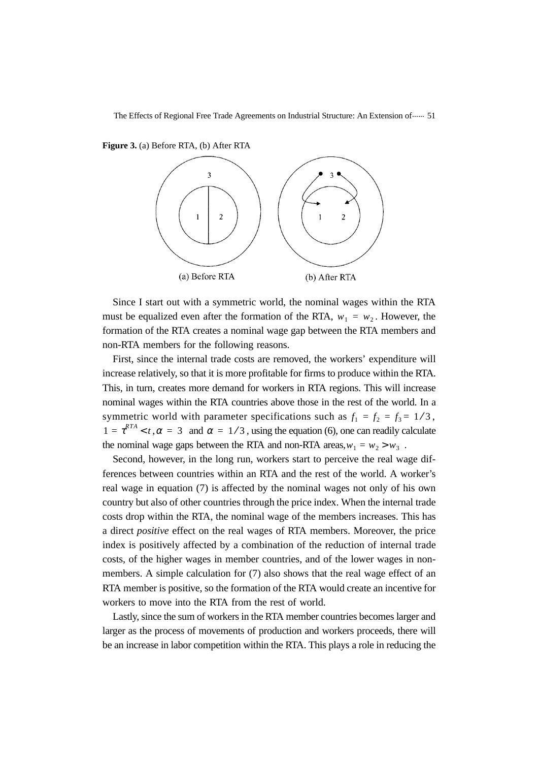**Figure 3.** (a) Before RTA, (b) After RTA

(a) Before RTA (b) After RTA

Since I start out with a symmetric world, the nominal wages within the RTA must be equalized even after the formation of the RTA, $w_1 = w_2$. However, the formation of the RTA creates a nominal wage gap between the RTA members and non-RTA members for the following reasons.

First, since the internal trade costs are removed, the workers' expenditure will increase relatively, so that it is more profitable for firms to produce within the RTA. This, in turn, creates more demand for workers in RTA regions. This will increase nominal wages within the RTA countries above those in the rest of the world. In a symmetric world with parameter specifications such as $f_1 = f_2 = f_3 = 1/3$, $1 = \tau^{RTA} < t$, $\alpha = 3$ and $\alpha = 1/3$, using the equation (6), one can readily calculate the nominal wage gaps between the RTA and non-RTA areas, $w_1 = w_2 > w_3$.

Second, however, in the long run, workers start to perceive the real wage differences between countries within an RTA and the rest of the world. A worker's real wage in equation (7) is affected by the nominal wages not only of his own country but also of other countries through the price index. When the internal trade costs drop within the RTA, the nominal wage of the members increases. This has a direct *positive* effect on the real wages of RTA members. Moreover, the price index is positively affected by a combination of the reduction of internal trade costs, of the higher wages in member countries, and of the lower wages in non-members. A simple calculation for (7) also shows that the real wage effect of an RTA member is positive, so the formation of the RTA would create an incentive for workers to move into the RTA from the rest of world.

Lastly, since the sum of workers in the RTA member countries becomes larger and larger as the process of movements of production and workers proceeds, there will be an increase in labor competition within the RTA. This plays a role in reducing the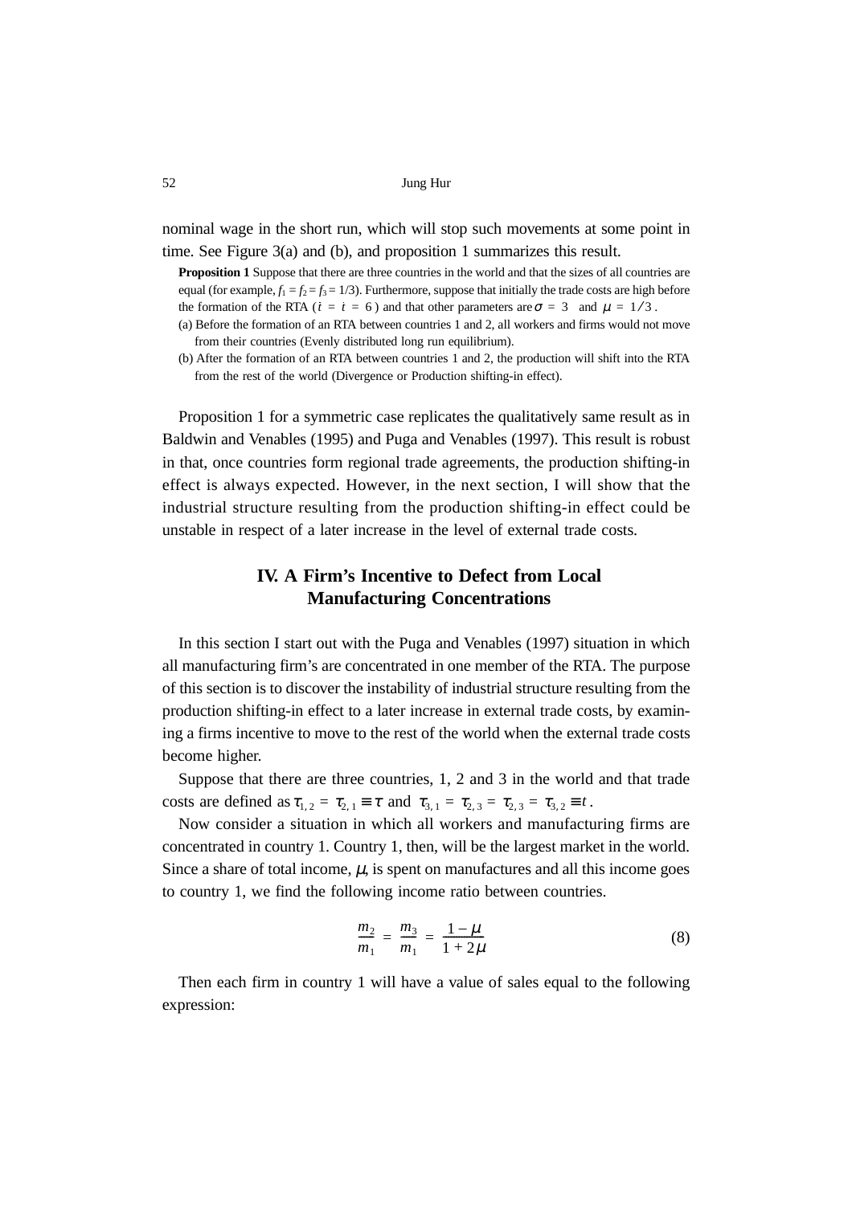nominal wage in the short run, which will stop such movements at some point in time. See Figure 3(a) and (b), and proposition 1 summarizes this result.

**Proposition 1** Suppose that there are three countries in the world and that the sizes of all countries are equal (for example, $f_1 = f_2 = f_3 = 1/3$). Furthermore, suppose that initially the trade costs are high before the formation of the RTA ($t = t = 6$) and that other parameters are $\sigma = 3$ and $\mu = 1/3$.

(a) Before the formation of an RTA between countries 1 and 2, all workers and firms would not move from their countries (Evenly distributed long run equilibrium).

(b) After the formation of an RTA between countries 1 and 2, the production will shift into the RTA from the rest of the world (Divergence or Production shifting-in effect).

Proposition 1 for a symmetric case replicates the qualitatively same result as in Baldwin and Venables (1995) and Puga and Venables (1997). This result is robust in that, once countries form regional trade agreements, the production shifting-in effect is always expected. However, in the next section, I will show that the industrial structure resulting from the production shifting-in effect could be unstable in respect of a later increase in the level of external trade costs.

## IV. A Firm's Incentive to Defect from Local Manufacturing Concentrations

In this section I start out with the Puga and Venables (1997) situation in which all manufacturing firm's are concentrated in one member of the RTA. The purpose of this section is to discover the instability of industrial structure resulting from the production shifting-in effect to a later increase in external trade costs, by examining a firms incentive to move to the rest of the world when the external trade costs become higher.

Suppose that there are three countries, 1, 2 and 3 in the world and that trade costs are defined as $\tau_{1,2} = \tau_{2,1} \equiv \tau$ and $\tau_{3,1} = \tau_{2,3} = \tau_{2,3} = \tau_{3,2} \equiv t$.

Now consider a situation in which all workers and manufacturing firms are concentrated in country 1. Country 1, then, will be the largest market in the world. Since a share of total income, $\mu$, is spent on manufactures and all this income goes to country 1, we find the following income ratio between countries.

$$\frac{m_2}{m_1} = \frac{m_3}{m_1} = \frac{1-\mu}{1+2\mu} \tag{8}$$

Then each firm in country 1 will have a value of sales equal to the following expression: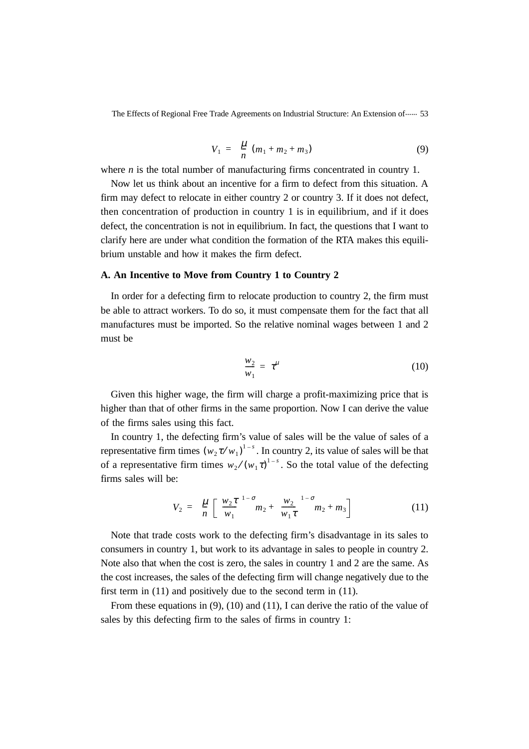$$V_1 = \frac{\mu}{n}(m_1 + m_2 + m_3) \tag{9}$$

where *n* is the total number of manufacturing firms concentrated in country 1.

Now let us think about an incentive for a firm to defect from this situation. A firm may defect to relocate in either country 2 or country 3. If it does not defect, then concentration of production in country 1 is in equilibrium, and if it does defect, the concentration is not in equilibrium. In fact, the questions that I want to clarify here are under what condition the formation of the RTA makes this equilibrium unstable and how it makes the firm defect.

### A. An Incentive to Move from Country 1 to Country 2

In order for a defecting firm to relocate production to country 2, the firm must be able to attract workers. To do so, it must compensate them for the fact that all manufactures must be imported. So the relative nominal wages between 1 and 2 must be

$$\frac{w_2}{w_1} = \tau^{\mu} \tag{10}$$

Given this higher wage, the firm will charge a profit-maximizing price that is higher than that of other firms in the same proportion. Now I can derive the value of the firms sales using this fact.

In country 1, the defecting firm's value of sales will be the value of sales of a representative firm times $(w_2\tau/w_1)^{1-s}$. In country 2, its value of sales will be that of a representative firm times $w_2/(w_1\tau)^{1-s}$. So the total value of the defecting firms sales will be:

$$V_2 = \frac{\mu}{n}\left[\left(\frac{w_2\tau}{w_1}\right)^{1-\sigma} m_2 + \left(\frac{w_2}{w_1\tau}\right)^{1-\sigma} m_2 + m_3\right] \tag{11}$$

Note that trade costs work to the defecting firm's disadvantage in its sales to consumers in country 1, but work to its advantage in sales to people in country 2. Note also that when the cost is zero, the sales in country 1 and 2 are the same. As the cost increases, the sales of the defecting firm will change negatively due to the first term in (11) and positively due to the second term in (11).

From these equations in (9), (10) and (11), I can derive the ratio of the value of sales by this defecting firm to the sales of firms in country 1: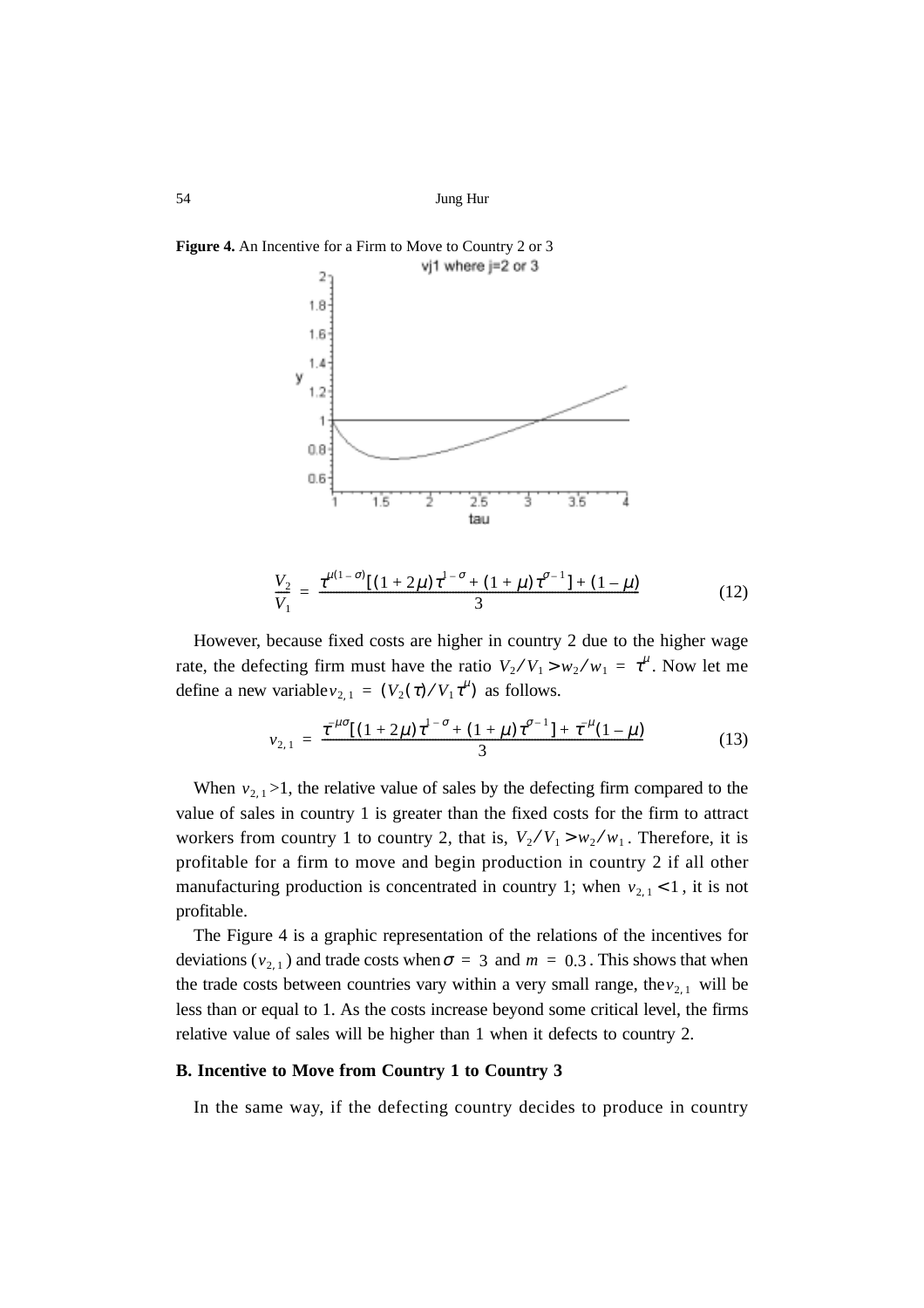**Figure 4.** An Incentive for a Firm to Move to Country 2 or 3

$$\frac{V_2}{V_1} = \frac{\tau^{\mu(1-\sigma)}[(1+2\mu)\tau^{1-\sigma} + (1+\mu)\tau^{\sigma-1}] + (1-\mu)}{3} \tag{12}$$

However, because fixed costs are higher in country 2 due to the higher wage rate, the defecting firm must have the ratio $V_2/V_1 > w_2/w_1 = \tau^{\mu}$. Now let me define a new variable $v_{2,1} = (V_2(\tau)/V_1\tau^{\mu})$ as follows.

$$v_{2,1} = \frac{\tau^{-\mu\sigma}[(1+2\mu)\tau^{1-\sigma} + (1+\mu)\tau^{\sigma-1}] + \tau^{-\mu}(1-\mu)}{3} \tag{13}$$

When $v_{2,1} > 1$, the relative value of sales by the defecting firm compared to the value of sales in country 1 is greater than the fixed costs for the firm to attract workers from country 1 to country 2, that is, $V_2/V_1 > w_2/w_1$. Therefore, it is profitable for a firm to move and begin production in country 2 if all other manufacturing production is concentrated in country 1; when $v_{2,1} < 1$, it is not profitable.

The Figure 4 is a graphic representation of the relations of the incentives for deviations ($v_{2,1}$) and trade costs when $\sigma = 3$ and $m = 0.3$. This shows that when the trade costs between countries vary within a very small range, the $v_{2,1}$ will be less than or equal to 1. As the costs increase beyond some critical level, the firms relative value of sales will be higher than 1 when it defects to country 2.

### B. Incentive to Move from Country 1 to Country 3

In the same way, if the defecting country decides to produce in country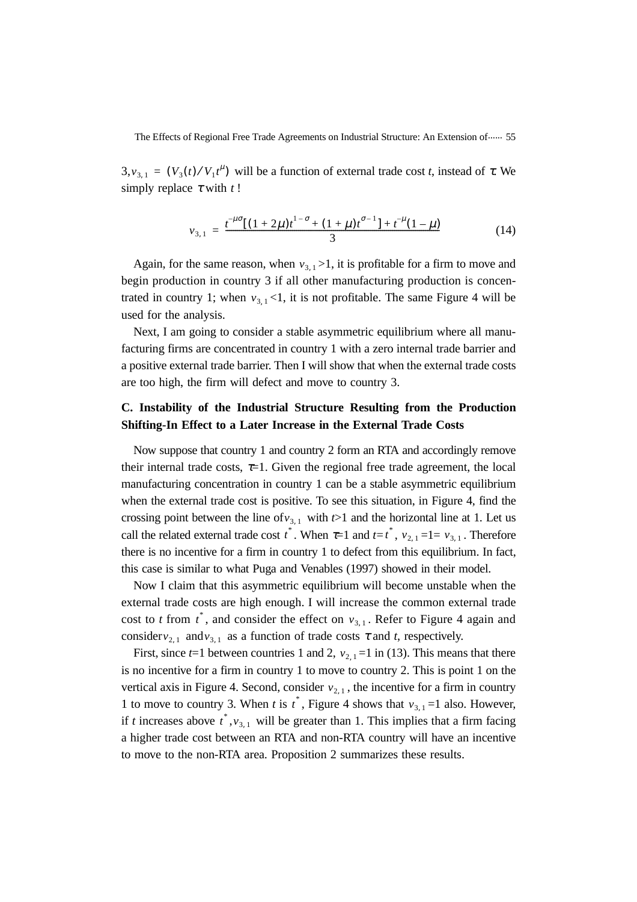3, $v_{3,1} = (V_3(t)/V_1 t^{\mu})$ will be a function of external trade cost $t$, instead of $\tau$. We simply replace $\tau$ with $t$ !

$$v_{3,1} = \frac{t^{-\mu\sigma}[(1+2\mu)t^{1-\sigma} + (1+\mu)t^{\sigma-1}] + t^{-\mu}(1-\mu)}{3} \tag{14}$$

Again, for the same reason, when $v_{3,1} > 1$, it is profitable for a firm to move and begin production in country 3 if all other manufacturing production is concentrated in country 1; when $v_{3,1} < 1$, it is not profitable. The same Figure 4 will be used for the analysis.

Next, I am going to consider a stable asymmetric equilibrium where all manufacturing firms are concentrated in country 1 with a zero internal trade barrier and a positive external trade barrier. Then I will show that when the external trade costs are too high, the firm will defect and move to country 3.

### C. Instability of the Industrial Structure Resulting from the Production Shifting-In Effect to a Later Increase in the External Trade Costs

Now suppose that country 1 and country 2 form an RTA and accordingly remove their internal trade costs, $\tau$=1. Given the regional free trade agreement, the local manufacturing concentration in country 1 can be a stable asymmetric equilibrium when the external trade cost is positive. To see this situation, in Figure 4, find the crossing point between the line of $v_{3,1}$ with $t$>1 and the horizontal line at 1. Let us call the related external trade cost $t^*$. When $\tau$=1 and $t = t^*$, $v_{2,1}$ =1= $v_{3,1}$. Therefore there is no incentive for a firm in country 1 to defect from this equilibrium. In fact, this case is similar to what Puga and Venables (1997) showed in their model.

Now I claim that this asymmetric equilibrium will become unstable when the external trade costs are high enough. I will increase the common external trade cost to $t$ from $t^*$, and consider the effect on $v_{3,1}$. Refer to Figure 4 again and consider $v_{2,1}$ and $v_{3,1}$ as a function of trade costs $\tau$ and $t$, respectively.

First, since $t$=1 between countries 1 and 2, $v_{2,1}$ =1 in (13). This means that there is no incentive for a firm in country 1 to move to country 2. This is point 1 on the vertical axis in Figure 4. Second, consider $v_{2,1}$, the incentive for a firm in country 1 to move to country 3. When $t$ is $t^*$, Figure 4 shows that $v_{3,1}$ =1 also. However, if $t$ increases above $t^*$, $v_{3,1}$ will be greater than 1. This implies that a firm facing a higher trade cost between an RTA and non-RTA country will have an incentive to move to the non-RTA area. Proposition 2 summarizes these results.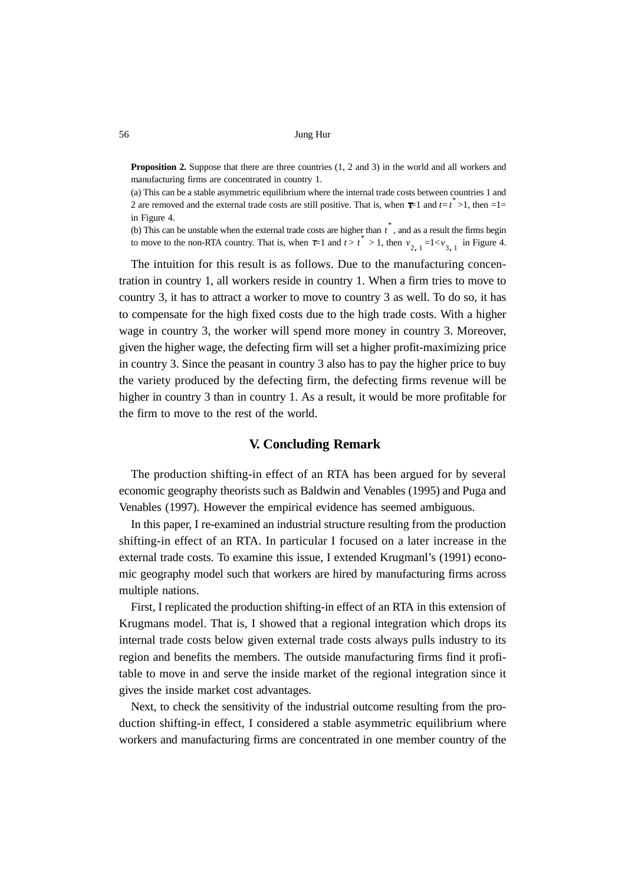**Proposition 2.** Suppose that there are three countries (1, 2 and 3) in the world and all workers and manufacturing firms are concentrated in country 1.

(a) This can be a stable asymmetric equilibrium where the internal trade costs between countries 1 and 2 are removed and the external trade costs are still positive. That is, when $\tau$=1 and $t$=$t^*$>1, then =1= in Figure 4.

(b) This can be unstable when the external trade costs are higher than $t^*$, and as a result the firms begin to move to the non-RTA country. That is, when $\tau$=1 and $t > t^* > 1$, then $v_{2,1}=1<v_{3,1}$ in Figure 4.

The intuition for this result is as follows. Due to the manufacturing concentration in country 1, all workers reside in country 1. When a firm tries to move to country 3, it has to attract a worker to move to country 3 as well. To do so, it has to compensate for the high fixed costs due to the high trade costs. With a higher wage in country 3, the worker will spend more money in country 3. Moreover, given the higher wage, the defecting firm will set a higher profit-maximizing price in country 3. Since the peasant in country 3 also has to pay the higher price to buy the variety produced by the defecting firm, the defecting firms revenue will be higher in country 3 than in country 1. As a result, it would be more profitable for the firm to move to the rest of the world.

## V. Concluding Remark

The production shifting-in effect of an RTA has been argued for by several economic geography theorists such as Baldwin and Venables (1995) and Puga and Venables (1997). However the empirical evidence has seemed ambiguous.

In this paper, I re-examined an industrial structure resulting from the production shifting-in effect of an RTA. In particular I focused on a later increase in the external trade costs. To examine this issue, I extended Krugmanl's (1991) economic geography model such that workers are hired by manufacturing firms across multiple nations.

First, I replicated the production shifting-in effect of an RTA in this extension of Krugmans model. That is, I showed that a regional integration which drops its internal trade costs below given external trade costs always pulls industry to its region and benefits the members. The outside manufacturing firms find it profitable to move in and serve the inside market of the regional integration since it gives the inside market cost advantages.

Next, to check the sensitivity of the industrial outcome resulting from the production shifting-in effect, I considered a stable asymmetric equilibrium where workers and manufacturing firms are concentrated in one member country of the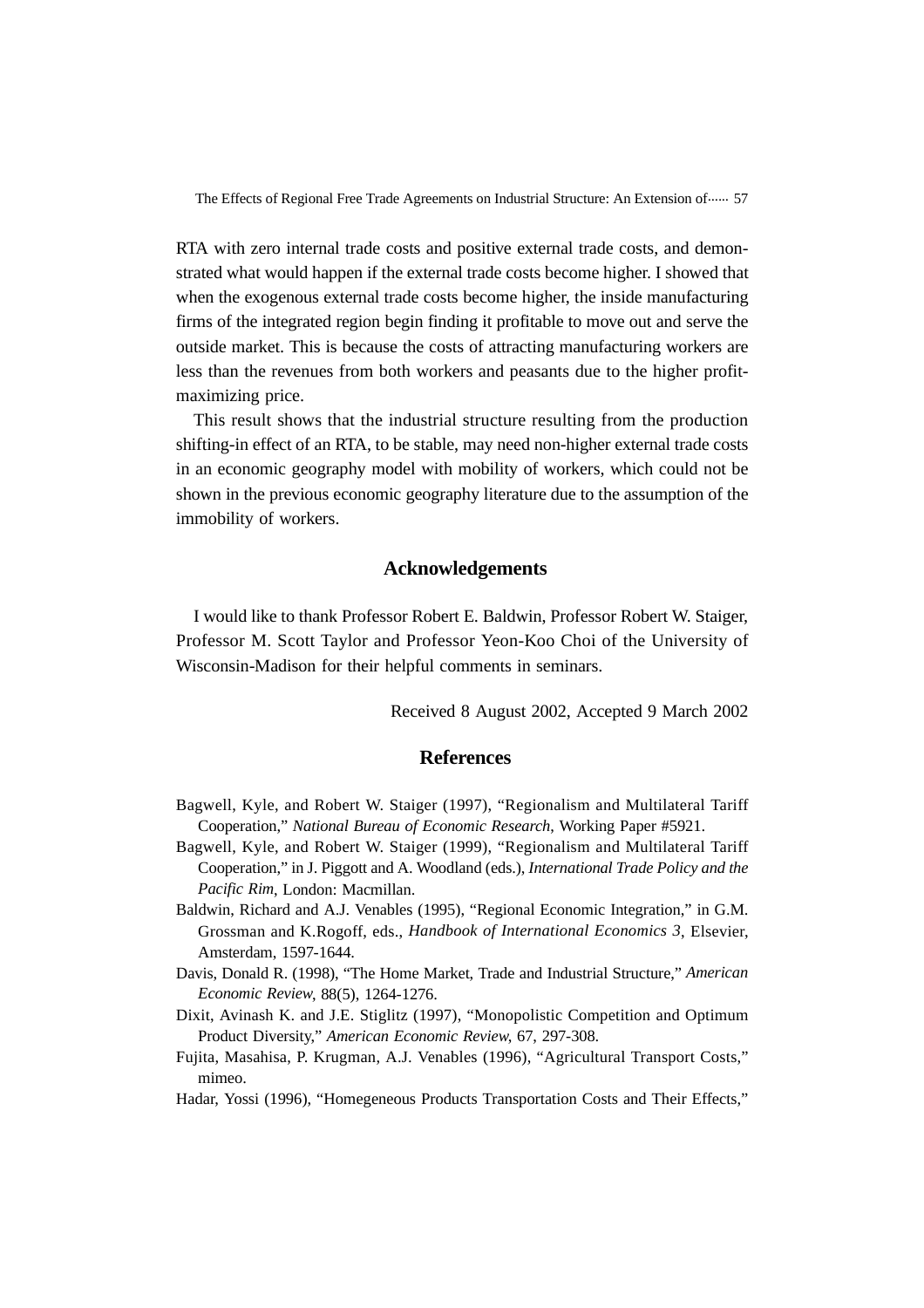RTA with zero internal trade costs and positive external trade costs, and demonstrated what would happen if the external trade costs become higher. I showed that when the exogenous external trade costs become higher, the inside manufacturing firms of the integrated region begin finding it profitable to move out and serve the outside market. This is because the costs of attracting manufacturing workers are less than the revenues from both workers and peasants due to the higher profit-maximizing price.

This result shows that the industrial structure resulting from the production shifting-in effect of an RTA, to be stable, may need non-higher external trade costs in an economic geography model with mobility of workers, which could not be shown in the previous economic geography literature due to the assumption of the immobility of workers.

## Acknowledgements

I would like to thank Professor Robert E. Baldwin, Professor Robert W. Staiger, Professor M. Scott Taylor and Professor Yeon-Koo Choi of the University of Wisconsin-Madison for their helpful comments in seminars.

Received 8 August 2002, Accepted 9 March 2002

## References

Bagwell, Kyle, and Robert W. Staiger (1997), "Regionalism and Multilateral Tariff Cooperation," *National Bureau of Economic Research*, Working Paper #5921.

Bagwell, Kyle, and Robert W. Staiger (1999), "Regionalism and Multilateral Tariff Cooperation," in J. Piggott and A. Woodland (eds.), *International Trade Policy and the Pacific Rim*, London: Macmillan.

Baldwin, Richard and A.J. Venables (1995), "Regional Economic Integration," in G.M. Grossman and K.Rogoff, eds., *Handbook of International Economics 3*, Elsevier, Amsterdam, 1597-1644.

Davis, Donald R. (1998), "The Home Market, Trade and Industrial Structure," *American Economic Review*, 88(5), 1264-1276.

Dixit, Avinash K. and J.E. Stiglitz (1997), "Monopolistic Competition and Optimum Product Diversity," *American Economic Review*, 67, 297-308.

Fujita, Masahisa, P. Krugman, A.J. Venables (1996), "Agricultural Transport Costs," mimeo.

Hadar, Yossi (1996), "Homegeneous Products Transportation Costs and Their Effects,"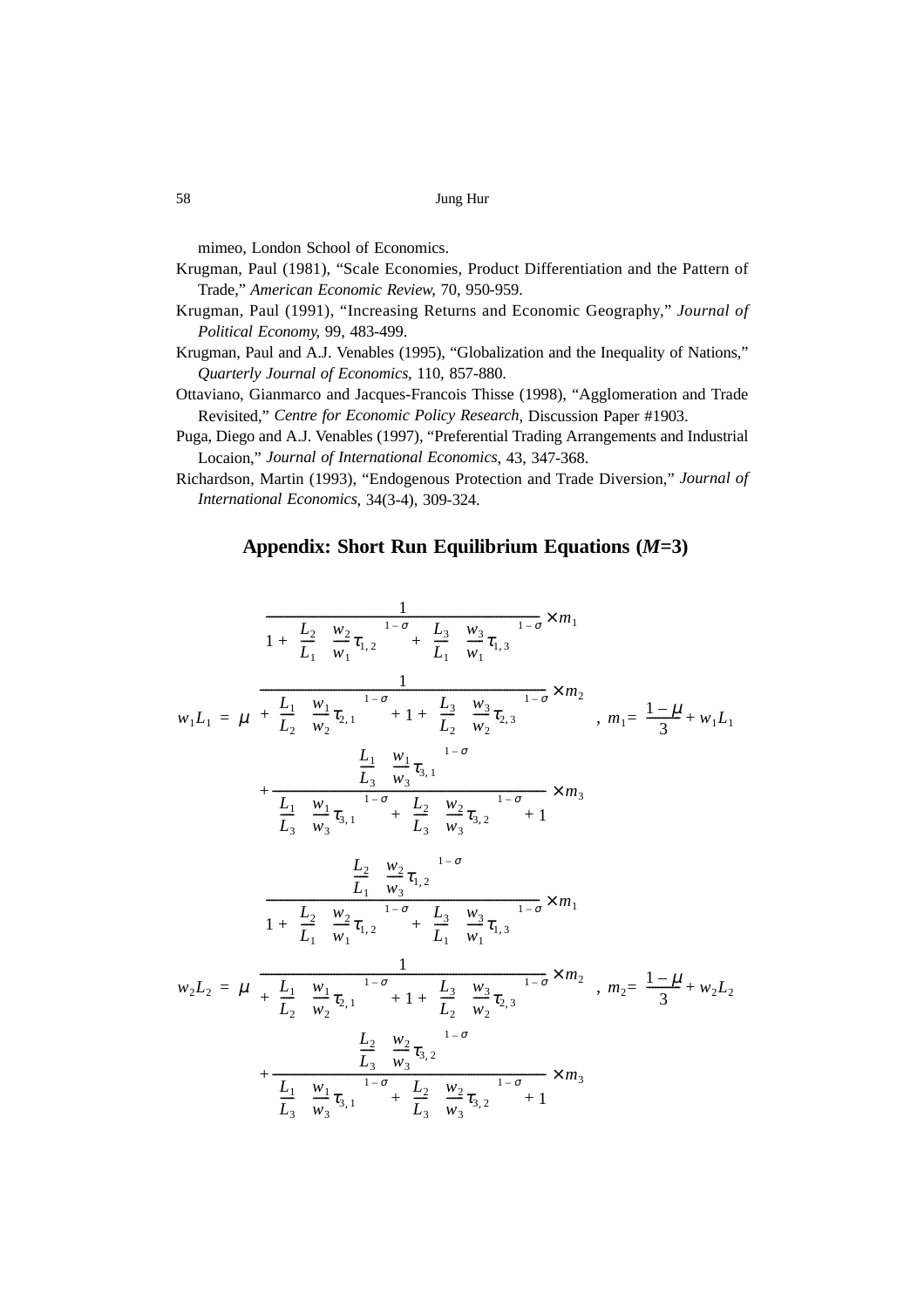mimeo, London School of Economics.

Krugman, Paul (1981), "Scale Economies, Product Differentiation and the Pattern of Trade," *American Economic Review*, 70, 950-959.

Krugman, Paul (1991), "Increasing Returns and Economic Geography," *Journal of Political Economy*, 99, 483-499.

Krugman, Paul and A.J. Venables (1995), "Globalization and the Inequality of Nations," *Quarterly Journal of Economics*, 110, 857-880.

Ottaviano, Gianmarco and Jacques-Francois Thisse (1998), "Agglomeration and Trade Revisited," *Centre for Economic Policy Research*, Discussion Paper #1903.

Puga, Diego and A.J. Venables (1997), "Preferential Trading Arrangements and Industrial Locaion," *Journal of International Economics*, 43, 347-368.

Richardson, Martin (1993), "Endogenous Protection and Trade Diversion," *Journal of International Economics*, 34(3-4), 309-324.

## Appendix: Short Run Equilibrium Equations (*M*=3)

$$
w_1 L_1 = \mu \left[ \frac{1}{1 + \left(\frac{L_2}{L_1}\right)\left(\frac{w_2}{w_1}\tau_{1,2}\right)^{1-\sigma} + \left(\frac{L_3}{L_1}\right)\left(\frac{w_3}{w_1}\tau_{1,3}\right)^{1-\sigma}} \times m_1 + \frac{1}{\left(\frac{L_1}{L_2}\right)\left(\frac{w_1}{w_2}\tau_{2,1}\right)^{1-\sigma} + 1 + \left(\frac{L_3}{L_2}\right)\left(\frac{w_3}{w_2}\tau_{2,3}\right)^{1-\sigma}} \times m_2 + \frac{\left(\frac{L_1}{L_3}\right)\left(\frac{w_1}{w_3}\tau_{3,1}\right)^{1-\sigma}}{\left(\frac{L_1}{L_3}\right)\left(\frac{w_1}{w_3}\tau_{3,1}\right)^{1-\sigma} + \left(\frac{L_2}{L_3}\right)\left(\frac{w_2}{w_3}\tau_{3,2}\right)^{1-\sigma} + 1} \times m_3 \right], \quad m_1 = \frac{1-\mu}{3} + w_1 L_1
$$

$$
w_2 L_2 = \mu \left[ \frac{\left(\frac{L_2}{L_1}\right)\left(\frac{w_2}{w_3}\tau_{1,2}\right)^{1-\sigma}}{1 + \left(\frac{L_2}{L_1}\right)\left(\frac{w_2}{w_1}\tau_{1,2}\right)^{1-\sigma} + \left(\frac{L_3}{L_1}\right)\left(\frac{w_3}{w_1}\tau_{1,3}\right)^{1-\sigma}} \times m_1 + \frac{1}{\left(\frac{L_1}{L_2}\right)\left(\frac{w_1}{w_2}\tau_{2,1}\right)^{1-\sigma} + 1 + \left(\frac{L_3}{L_2}\right)\left(\frac{w_3}{w_2}\tau_{2,3}\right)^{1-\sigma}} \times m_2 + \frac{\left(\frac{L_2}{L_3}\right)\left(\frac{w_2}{w_3}\tau_{3,2}\right)^{1-\sigma}}{\left(\frac{L_1}{L_3}\right)\left(\frac{w_1}{w_3}\tau_{3,1}\right)^{1-\sigma} + \left(\frac{L_2}{L_3}\right)\left(\frac{w_2}{w_3}\tau_{3,2}\right)^{1-\sigma} + 1} \times m_3 \right], \quad m_2 = \frac{1-\mu}{3} + w_2 L_2
$$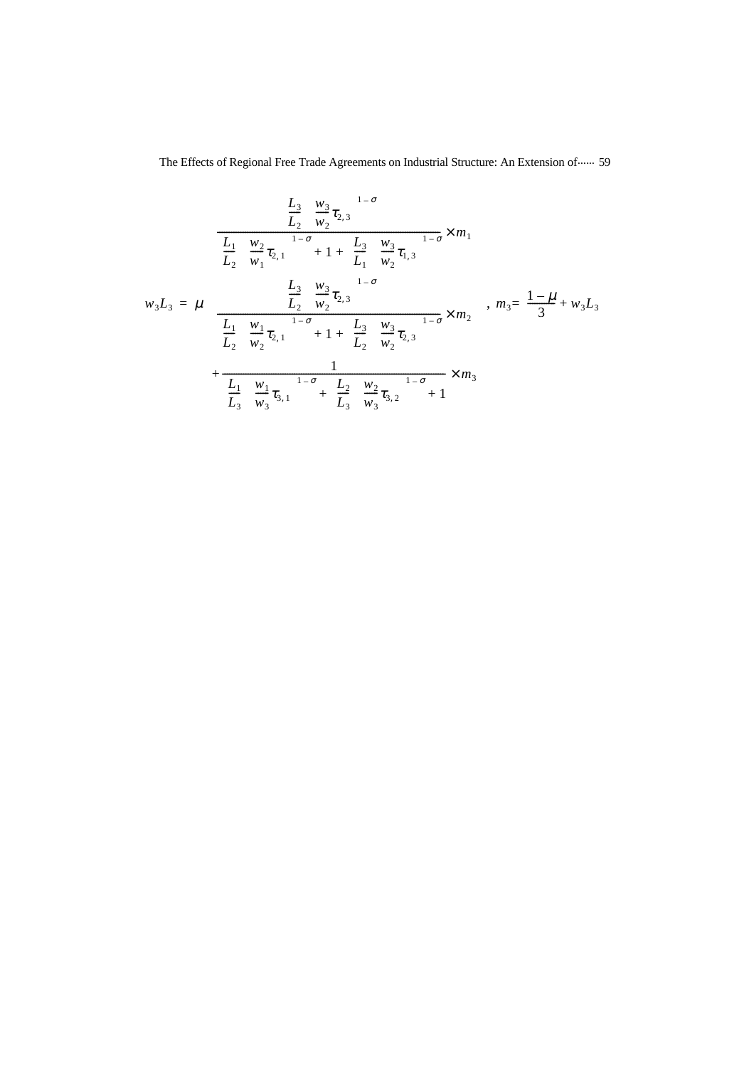$$w_3 L_3 = \mu \left( \frac{\left(\frac{L_3}{L_2}\left(\frac{w_3}{w_2}\tau_{2,3}\right)^{1-\sigma}\right)}{\frac{L_1}{L_2}\left(\frac{w_2}{w_1}\tau_{2,1}\right)^{1-\sigma} + 1 + \frac{L_3}{L_1}\left(\frac{w_3}{w_2}\tau_{1,3}\right)^{1-\sigma}} \times m_1 + \frac{\left(\frac{L_3}{L_2}\left(\frac{w_3}{w_2}\tau_{2,3}\right)^{1-\sigma}\right)}{\frac{L_1}{L_2}\left(\frac{w_1}{w_2}\tau_{2,1}\right)^{1-\sigma} + 1 + \frac{L_3}{L_2}\left(\frac{w_3}{w_2}\tau_{2,3}\right)^{1-\sigma}} \times m_2 + \frac{1}{\frac{L_1}{L_3}\left(\frac{w_1}{w_3}\tau_{3,1}\right)^{1-\sigma} + \frac{L_2}{L_3}\left(\frac{w_2}{w_3}\tau_{3,2}\right)^{1-\sigma} + 1} \times m_3 \right), \quad m_3 = \frac{1-\mu}{3} + w_3 L_3$$